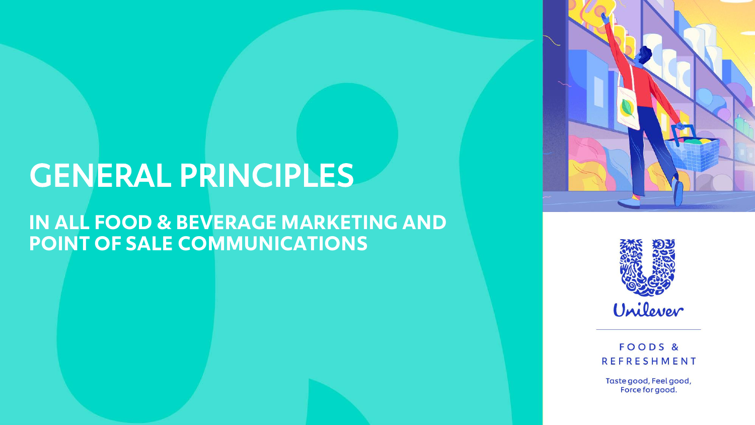# GENERAL PRINCIPLES

## IN ALL FOOD & BEVERAGE MARKETING AND POINT OF SALE COMMUNICATIONS

Unilever

FOODS & REFRESHMENT

Taste good, Feel good, Force for good.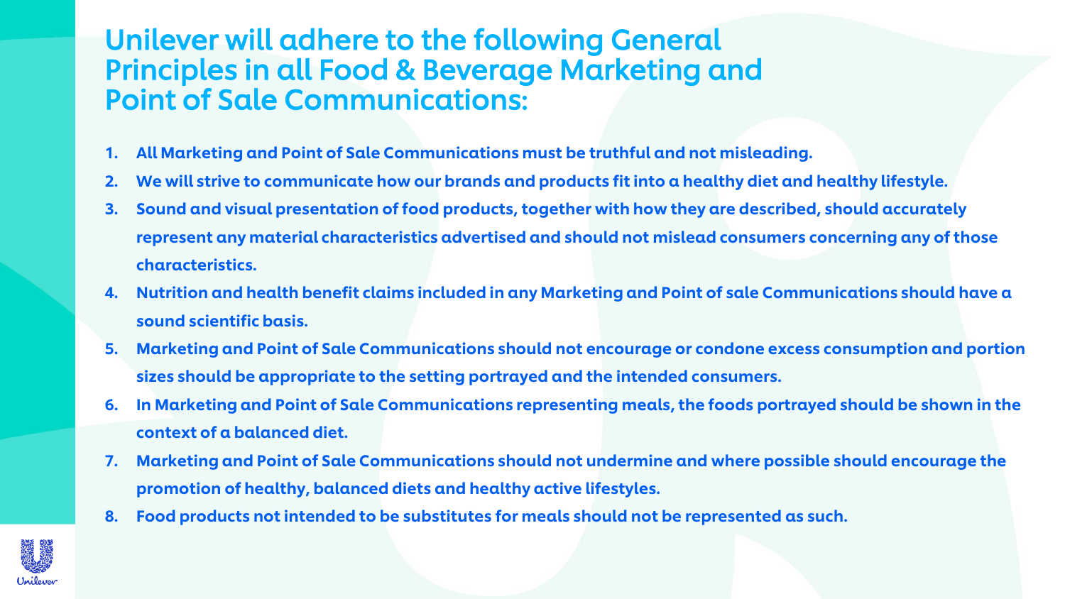# Unilever will adhere to the following General Principles in all Food & Beverage Marketing and Point of Sale Communications:

1. **All Marketing and Point of Sale Communications must be truthful and not misleading.**
2. **We will strive to communicate how our brands and products fit into a healthy diet and healthy lifestyle.**
3. **Sound and visual presentation of food products, together with how they are described, should accurately represent any material characteristics advertised and should not mislead consumers concerning any of those characteristics.**
4. **Nutrition and health benefit claims included in any Marketing and Point of sale Communications should have a sound scientific basis.**
5. **Marketing and Point of Sale Communications should not encourage or condone excess consumption and portion sizes should be appropriate to the setting portrayed and the intended consumers.**
6. **In Marketing and Point of Sale Communications representing meals, the foods portrayed should be shown in the context of a balanced diet.**
7. **Marketing and Point of Sale Communications should not undermine and where possible should encourage the promotion of healthy, balanced diets and healthy active lifestyles.**
8. **Food products not intended to be substitutes for meals should not be represented as such.**